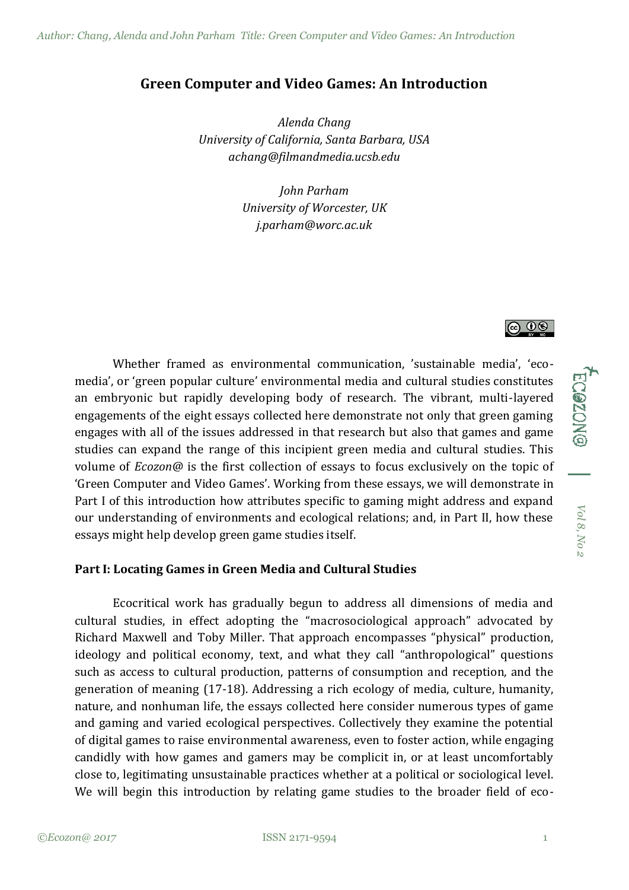# Green Computer and Video Games: An Introduction

*Alenda Chang*
*University of California, Santa Barbara, USA*
*achang@filmandmedia.ucsb.edu*

*John Parham*
*University of Worcester, UK*
*j.parham@worc.ac.uk*

Whether framed as environmental communication, 'sustainable media', 'eco-media', or 'green popular culture' environmental media and cultural studies constitutes an embryonic but rapidly developing body of research. The vibrant, multi-layered engagements of the eight essays collected here demonstrate not only that green gaming engages with all of the issues addressed in that research but also that games and game studies can expand the range of this incipient green media and cultural studies. This volume of *Ecozon@* is the first collection of essays to focus exclusively on the topic of 'Green Computer and Video Games'. Working from these essays, we will demonstrate in Part I of this introduction how attributes specific to gaming might address and expand our understanding of environments and ecological relations; and, in Part II, how these essays might help develop green game studies itself.

## Part I: Locating Games in Green Media and Cultural Studies

Ecocritical work has gradually begun to address all dimensions of media and cultural studies, in effect adopting the "macrosociological approach" advocated by Richard Maxwell and Toby Miller. That approach encompasses "physical" production, ideology and political economy, text, and what they call "anthropological" questions such as access to cultural production, patterns of consumption and reception, and the generation of meaning (17-18). Addressing a rich ecology of media, culture, humanity, nature, and nonhuman life, the essays collected here consider numerous types of game and gaming and varied ecological perspectives. Collectively they examine the potential of digital games to raise environmental awareness, even to foster action, while engaging candidly with how games and gamers may be complicit in, or at least uncomfortably close to, legitimating unsustainable practices whether at a political or sociological level. We will begin this introduction by relating game studies to the broader field of eco-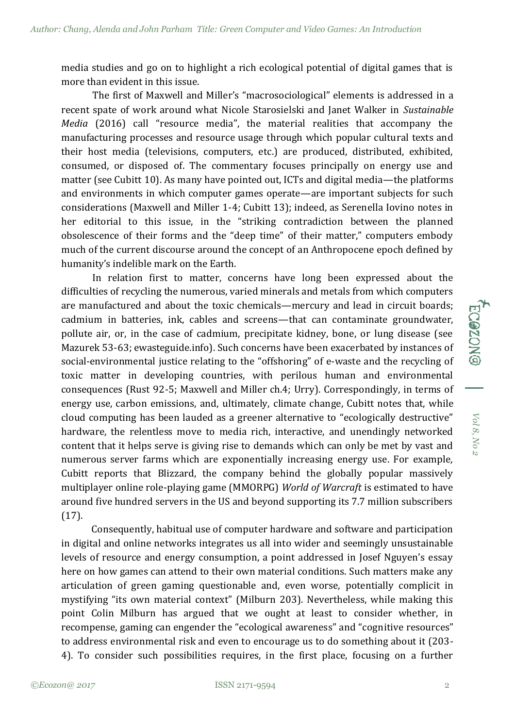media studies and go on to highlight a rich ecological potential of digital games that is more than evident in this issue.

The first of Maxwell and Miller's "macrosociological" elements is addressed in a recent spate of work around what Nicole Starosielski and Janet Walker in *Sustainable Media* (2016) call "resource media", the material realities that accompany the manufacturing processes and resource usage through which popular cultural texts and their host media (televisions, computers, etc.) are produced, distributed, exhibited, consumed, or disposed of. The commentary focuses principally on energy use and matter (see Cubitt 10). As many have pointed out, ICTs and digital media—the platforms and environments in which computer games operate—are important subjects for such considerations (Maxwell and Miller 1-4; Cubitt 13); indeed, as Serenella Iovino notes in her editorial to this issue, in the "striking contradiction between the planned obsolescence of their forms and the "deep time" of their matter," computers embody much of the current discourse around the concept of an Anthropocene epoch defined by humanity's indelible mark on the Earth.

In relation first to matter, concerns have long been expressed about the difficulties of recycling the numerous, varied minerals and metals from which computers are manufactured and about the toxic chemicals—mercury and lead in circuit boards; cadmium in batteries, ink, cables and screens—that can contaminate groundwater, pollute air, or, in the case of cadmium, precipitate kidney, bone, or lung disease (see Mazurek 53-63; ewasteguide.info). Such concerns have been exacerbated by instances of social-environmental justice relating to the "offshoring" of e-waste and the recycling of toxic matter in developing countries, with perilous human and environmental consequences (Rust 92-5; Maxwell and Miller ch.4; Urry). Correspondingly, in terms of energy use, carbon emissions, and, ultimately, climate change, Cubitt notes that, while cloud computing has been lauded as a greener alternative to "ecologically destructive" hardware, the relentless move to media rich, interactive, and unendingly networked content that it helps serve is giving rise to demands which can only be met by vast and numerous server farms which are exponentially increasing energy use. For example, Cubitt reports that Blizzard, the company behind the globally popular massively multiplayer online role-playing game (MMORPG) *World of Warcraft* is estimated to have around five hundred servers in the US and beyond supporting its 7.7 million subscribers (17).

Consequently, habitual use of computer hardware and software and participation in digital and online networks integrates us all into wider and seemingly unsustainable levels of resource and energy consumption, a point addressed in Josef Nguyen's essay here on how games can attend to their own material conditions. Such matters make any articulation of green gaming questionable and, even worse, potentially complicit in mystifying "its own material context" (Milburn 203). Nevertheless, while making this point Colin Milburn has argued that we ought at least to consider whether, in recompense, gaming can engender the "ecological awareness" and "cognitive resources" to address environmental risk and even to encourage us to do something about it (203-4). To consider such possibilities requires, in the first place, focusing on a further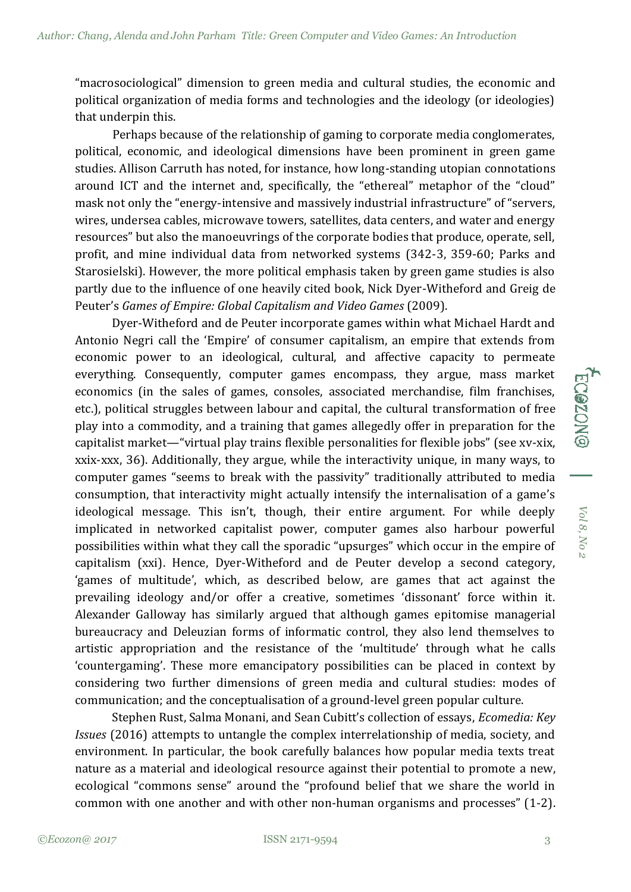"macrosociological" dimension to green media and cultural studies, the economic and political organization of media forms and technologies and the ideology (or ideologies) that underpin this.

Perhaps because of the relationship of gaming to corporate media conglomerates, political, economic, and ideological dimensions have been prominent in green game studies. Allison Carruth has noted, for instance, how long-standing utopian connotations around ICT and the internet and, specifically, the "ethereal" metaphor of the "cloud" mask not only the "energy-intensive and massively industrial infrastructure" of "servers, wires, undersea cables, microwave towers, satellites, data centers, and water and energy resources" but also the manoeuvrings of the corporate bodies that produce, operate, sell, profit, and mine individual data from networked systems (342-3, 359-60; Parks and Starosielski). However, the more political emphasis taken by green game studies is also partly due to the influence of one heavily cited book, Nick Dyer-Witheford and Greig de Peuter's *Games of Empire: Global Capitalism and Video Games* (2009).

Dyer-Witheford and de Peuter incorporate games within what Michael Hardt and Antonio Negri call the 'Empire' of consumer capitalism, an empire that extends from economic power to an ideological, cultural, and affective capacity to permeate everything. Consequently, computer games encompass, they argue, mass market economics (in the sales of games, consoles, associated merchandise, film franchises, etc.), political struggles between labour and capital, the cultural transformation of free play into a commodity, and a training that games allegedly offer in preparation for the capitalist market—"virtual play trains flexible personalities for flexible jobs" (see xv-xix, xxix-xxx, 36). Additionally, they argue, while the interactivity unique, in many ways, to computer games "seems to break with the passivity" traditionally attributed to media consumption, that interactivity might actually intensify the internalisation of a game's ideological message. This isn't, though, their entire argument. For while deeply implicated in networked capitalist power, computer games also harbour powerful possibilities within what they call the sporadic "upsurges" which occur in the empire of capitalism (xxi). Hence, Dyer-Witheford and de Peuter develop a second category, 'games of multitude', which, as described below, are games that act against the prevailing ideology and/or offer a creative, sometimes 'dissonant' force within it. Alexander Galloway has similarly argued that although games epitomise managerial bureaucracy and Deleuzian forms of informatic control, they also lend themselves to artistic appropriation and the resistance of the 'multitude' through what he calls 'countergaming'. These more emancipatory possibilities can be placed in context by considering two further dimensions of green media and cultural studies: modes of communication; and the conceptualisation of a ground-level green popular culture.

Stephen Rust, Salma Monani, and Sean Cubitt's collection of essays, *Ecomedia: Key Issues* (2016) attempts to untangle the complex interrelationship of media, society, and environment. In particular, the book carefully balances how popular media texts treat nature as a material and ideological resource against their potential to promote a new, ecological "commons sense" around the "profound belief that we share the world in common with one another and with other non-human organisms and processes" (1-2).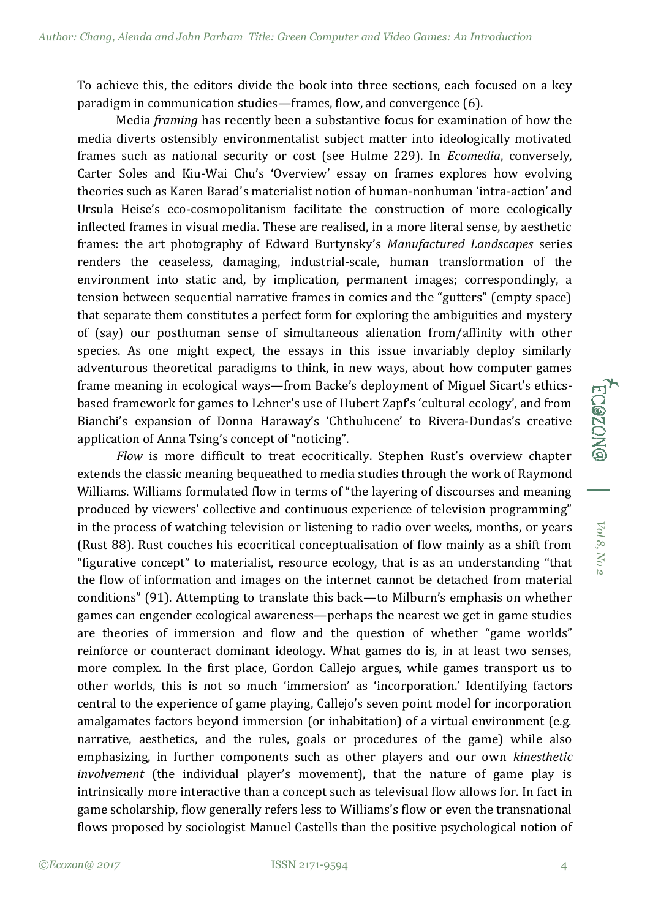To achieve this, the editors divide the book into three sections, each focused on a key paradigm in communication studies—frames, flow, and convergence (6).

Media *framing* has recently been a substantive focus for examination of how the media diverts ostensibly environmentalist subject matter into ideologically motivated frames such as national security or cost (see Hulme 229). In *Ecomedia*, conversely, Carter Soles and Kiu-Wai Chu's 'Overview' essay on frames explores how evolving theories such as Karen Barad's materialist notion of human-nonhuman 'intra-action' and Ursula Heise's eco-cosmopolitanism facilitate the construction of more ecologically inflected frames in visual media. These are realised, in a more literal sense, by aesthetic frames: the art photography of Edward Burtynsky's *Manufactured Landscapes* series renders the ceaseless, damaging, industrial-scale, human transformation of the environment into static and, by implication, permanent images; correspondingly, a tension between sequential narrative frames in comics and the "gutters" (empty space) that separate them constitutes a perfect form for exploring the ambiguities and mystery of (say) our posthuman sense of simultaneous alienation from/affinity with other species. As one might expect, the essays in this issue invariably deploy similarly adventurous theoretical paradigms to think, in new ways, about how computer games frame meaning in ecological ways—from Backe's deployment of Miguel Sicart's ethics-based framework for games to Lehner's use of Hubert Zapf's 'cultural ecology', and from Bianchi's expansion of Donna Haraway's 'Chthulucene' to Rivera-Dundas's creative application of Anna Tsing's concept of "noticing".

*Flow* is more difficult to treat ecocritically. Stephen Rust's overview chapter extends the classic meaning bequeathed to media studies through the work of Raymond Williams. Williams formulated flow in terms of "the layering of discourses and meaning produced by viewers' collective and continuous experience of television programming" in the process of watching television or listening to radio over weeks, months, or years (Rust 88). Rust couches his ecocritical conceptualisation of flow mainly as a shift from "figurative concept" to materialist, resource ecology, that is as an understanding "that the flow of information and images on the internet cannot be detached from material conditions" (91). Attempting to translate this back—to Milburn's emphasis on whether games can engender ecological awareness—perhaps the nearest we get in game studies are theories of immersion and flow and the question of whether "game worlds" reinforce or counteract dominant ideology. What games do is, in at least two senses, more complex. In the first place, Gordon Callejo argues, while games transport us to other worlds, this is not so much 'immersion' as 'incorporation.' Identifying factors central to the experience of game playing, Callejo's seven point model for incorporation amalgamates factors beyond immersion (or inhabitation) of a virtual environment (e.g. narrative, aesthetics, and the rules, goals or procedures of the game) while also emphasizing, in further components such as other players and our own *kinesthetic involvement* (the individual player's movement), that the nature of game play is intrinsically more interactive than a concept such as televisual flow allows for. In fact in game scholarship, flow generally refers less to Williams's flow or even the transnational flows proposed by sociologist Manuel Castells than the positive psychological notion of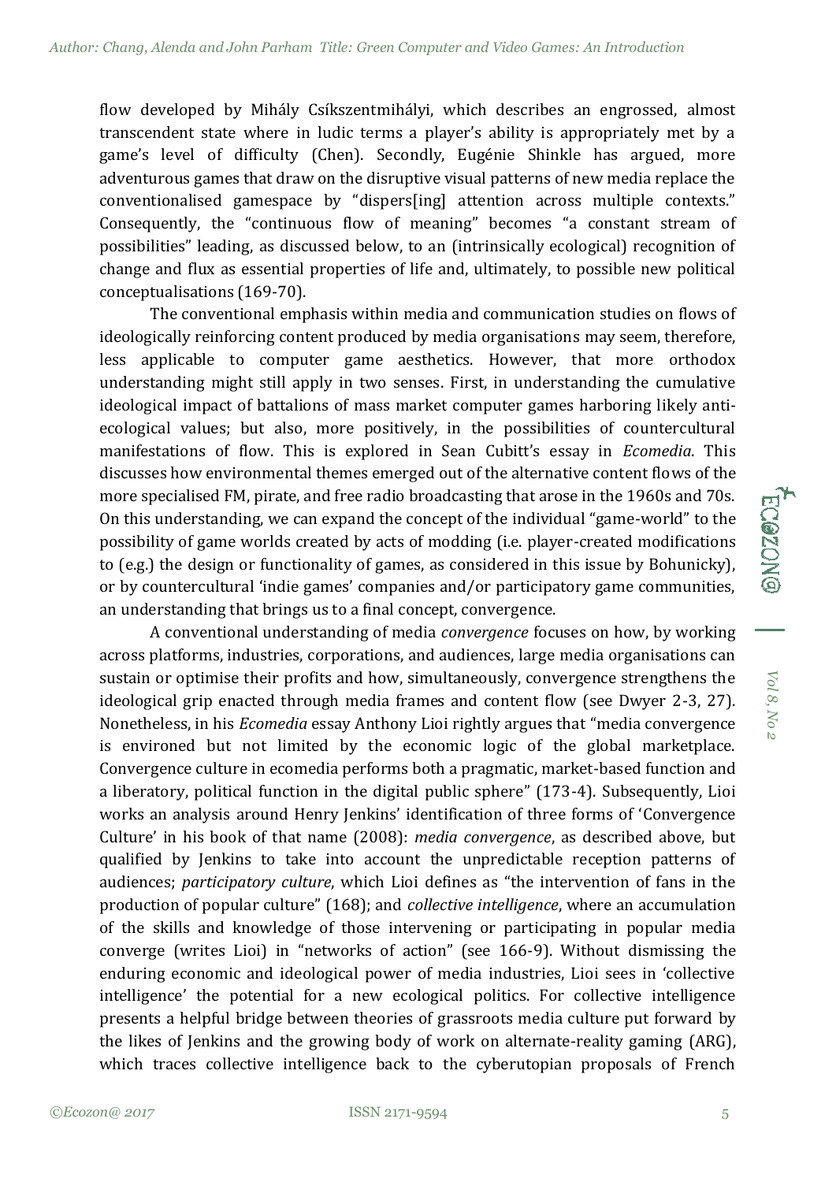flow developed by Mihály Csíkszentmihályi, which describes an engrossed, almost transcendent state where in ludic terms a player's ability is appropriately met by a game's level of difficulty (Chen). Secondly, Eugénie Shinkle has argued, more adventurous games that draw on the disruptive visual patterns of new media replace the conventionalised gamespace by "dispers[ing] attention across multiple contexts." Consequently, the "continuous flow of meaning" becomes "a constant stream of possibilities" leading, as discussed below, to an (intrinsically ecological) recognition of change and flux as essential properties of life and, ultimately, to possible new political conceptualisations (169-70).

The conventional emphasis within media and communication studies on flows of ideologically reinforcing content produced by media organisations may seem, therefore, less applicable to computer game aesthetics. However, that more orthodox understanding might still apply in two senses. First, in understanding the cumulative ideological impact of battalions of mass market computer games harboring likely anti-ecological values; but also, more positively, in the possibilities of countercultural manifestations of flow. This is explored in Sean Cubitt's essay in *Ecomedia*. This discusses how environmental themes emerged out of the alternative content flows of the more specialised FM, pirate, and free radio broadcasting that arose in the 1960s and 70s. On this understanding, we can expand the concept of the individual "game-world" to the possibility of game worlds created by acts of modding (i.e. player-created modifications to (e.g.) the design or functionality of games, as considered in this issue by Bohunicky), or by countercultural 'indie games' companies and/or participatory game communities, an understanding that brings us to a final concept, convergence.

A conventional understanding of media *convergence* focuses on how, by working across platforms, industries, corporations, and audiences, large media organisations can sustain or optimise their profits and how, simultaneously, convergence strengthens the ideological grip enacted through media frames and content flow (see Dwyer 2-3, 27). Nonetheless, in his *Ecomedia* essay Anthony Lioi rightly argues that "media convergence is environed but not limited by the economic logic of the global marketplace. Convergence culture in ecomedia performs both a pragmatic, market-based function and a liberatory, political function in the digital public sphere" (173-4). Subsequently, Lioi works an analysis around Henry Jenkins' identification of three forms of 'Convergence Culture' in his book of that name (2008): *media convergence*, as described above, but qualified by Jenkins to take into account the unpredictable reception patterns of audiences; *participatory culture*, which Lioi defines as "the intervention of fans in the production of popular culture" (168); and *collective intelligence*, where an accumulation of the skills and knowledge of those intervening or participating in popular media converge (writes Lioi) in "networks of action" (see 166-9). Without dismissing the enduring economic and ideological power of media industries, Lioi sees in 'collective intelligence' the potential for a new ecological politics. For collective intelligence presents a helpful bridge between theories of grassroots media culture put forward by the likes of Jenkins and the growing body of work on alternate-reality gaming (ARG), which traces collective intelligence back to the cyberutopian proposals of French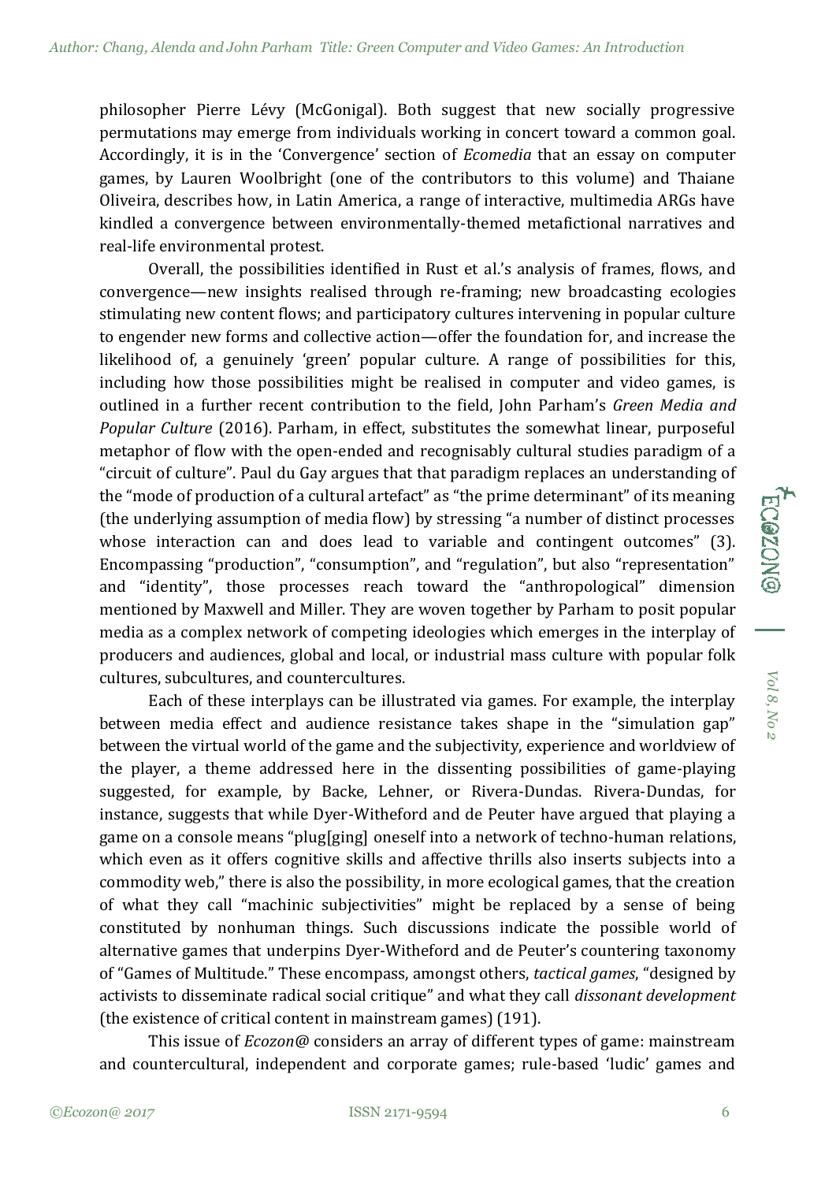philosopher Pierre Lévy (McGonigal). Both suggest that new socially progressive permutations may emerge from individuals working in concert toward a common goal. Accordingly, it is in the 'Convergence' section of *Ecomedia* that an essay on computer games, by Lauren Woolbright (one of the contributors to this volume) and Thaiane Oliveira, describes how, in Latin America, a range of interactive, multimedia ARGs have kindled a convergence between environmentally-themed metafictional narratives and real-life environmental protest.

Overall, the possibilities identified in Rust et al.'s analysis of frames, flows, and convergence—new insights realised through re-framing; new broadcasting ecologies stimulating new content flows; and participatory cultures intervening in popular culture to engender new forms and collective action—offer the foundation for, and increase the likelihood of, a genuinely 'green' popular culture. A range of possibilities for this, including how those possibilities might be realised in computer and video games, is outlined in a further recent contribution to the field, John Parham's *Green Media and Popular Culture* (2016). Parham, in effect, substitutes the somewhat linear, purposeful metaphor of flow with the open-ended and recognisably cultural studies paradigm of a "circuit of culture". Paul du Gay argues that that paradigm replaces an understanding of the "mode of production of a cultural artefact" as "the prime determinant" of its meaning (the underlying assumption of media flow) by stressing "a number of distinct processes whose interaction can and does lead to variable and contingent outcomes" (3). Encompassing "production", "consumption", and "regulation", but also "representation" and "identity", those processes reach toward the "anthropological" dimension mentioned by Maxwell and Miller. They are woven together by Parham to posit popular media as a complex network of competing ideologies which emerges in the interplay of producers and audiences, global and local, or industrial mass culture with popular folk cultures, subcultures, and countercultures.

Each of these interplays can be illustrated via games. For example, the interplay between media effect and audience resistance takes shape in the "simulation gap" between the virtual world of the game and the subjectivity, experience and worldview of the player, a theme addressed here in the dissenting possibilities of game-playing suggested, for example, by Backe, Lehner, or Rivera-Dundas. Rivera-Dundas, for instance, suggests that while Dyer-Witheford and de Peuter have argued that playing a game on a console means "plug[ging] oneself into a network of techno-human relations, which even as it offers cognitive skills and affective thrills also inserts subjects into a commodity web," there is also the possibility, in more ecological games, that the creation of what they call "machinic subjectivities" might be replaced by a sense of being constituted by nonhuman things. Such discussions indicate the possible world of alternative games that underpins Dyer-Witheford and de Peuter's countering taxonomy of "Games of Multitude." These encompass, amongst others, *tactical games*, "designed by activists to disseminate radical social critique" and what they call *dissonant development* (the existence of critical content in mainstream games) (191).

This issue of *Ecozon@* considers an array of different types of game: mainstream and countercultural, independent and corporate games; rule-based 'ludic' games and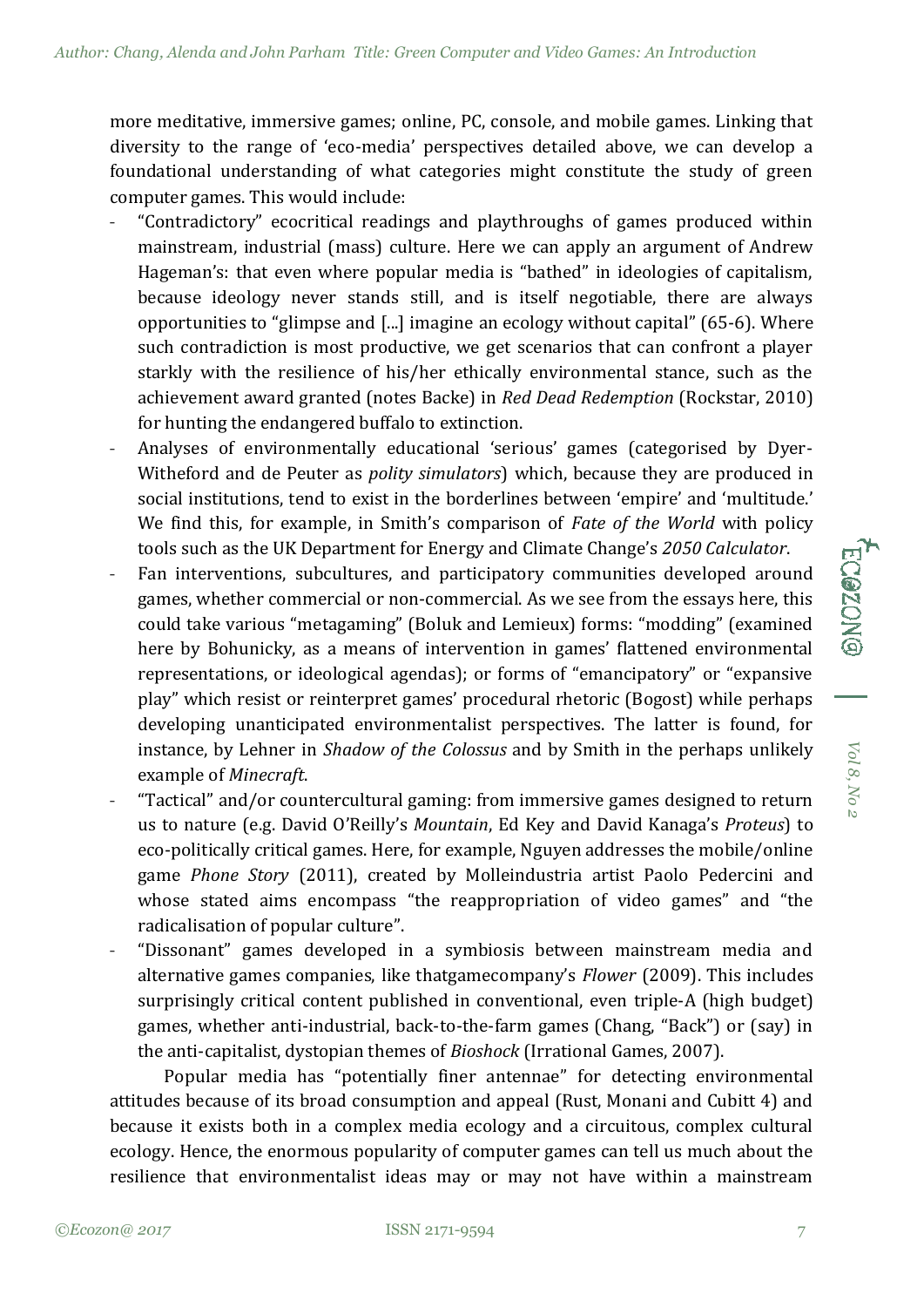more meditative, immersive games; online, PC, console, and mobile games. Linking that diversity to the range of 'eco-media' perspectives detailed above, we can develop a foundational understanding of what categories might constitute the study of green computer games. This would include:

- "Contradictory" ecocritical readings and playthroughs of games produced within mainstream, industrial (mass) culture. Here we can apply an argument of Andrew Hageman's: that even where popular media is "bathed" in ideologies of capitalism, because ideology never stands still, and is itself negotiable, there are always opportunities to "glimpse and [...] imagine an ecology without capital" (65-6). Where such contradiction is most productive, we get scenarios that can confront a player starkly with the resilience of his/her ethically environmental stance, such as the achievement award granted (notes Backe) in *Red Dead Redemption* (Rockstar, 2010) for hunting the endangered buffalo to extinction.
- Analyses of environmentally educational 'serious' games (categorised by Dyer-Witheford and de Peuter as *polity simulators*) which, because they are produced in social institutions, tend to exist in the borderlines between 'empire' and 'multitude.' We find this, for example, in Smith's comparison of *Fate of the World* with policy tools such as the UK Department for Energy and Climate Change's *2050 Calculator*.
- Fan interventions, subcultures, and participatory communities developed around games, whether commercial or non-commercial. As we see from the essays here, this could take various "metagaming" (Boluk and Lemieux) forms: "modding" (examined here by Bohunicky, as a means of intervention in games' flattened environmental representations, or ideological agendas); or forms of "emancipatory" or "expansive play" which resist or reinterpret games' procedural rhetoric (Bogost) while perhaps developing unanticipated environmentalist perspectives. The latter is found, for instance, by Lehner in *Shadow of the Colossus* and by Smith in the perhaps unlikely example of *Minecraft*.
- "Tactical" and/or countercultural gaming: from immersive games designed to return us to nature (e.g. David O'Reilly's *Mountain*, Ed Key and David Kanaga's *Proteus*) to eco-politically critical games. Here, for example, Nguyen addresses the mobile/online game *Phone Story* (2011), created by Molleindustria artist Paolo Pedercini and whose stated aims encompass "the reappropriation of video games" and "the radicalisation of popular culture".
- "Dissonant" games developed in a symbiosis between mainstream media and alternative games companies, like thatgamecompany's *Flower* (2009). This includes surprisingly critical content published in conventional, even triple-A (high budget) games, whether anti-industrial, back-to-the-farm games (Chang, "Back") or (say) in the anti-capitalist, dystopian themes of *Bioshock* (Irrational Games, 2007).

Popular media has "potentially finer antennae" for detecting environmental attitudes because of its broad consumption and appeal (Rust, Monani and Cubitt 4) and because it exists both in a complex media ecology and a circuitous, complex cultural ecology. Hence, the enormous popularity of computer games can tell us much about the resilience that environmentalist ideas may or may not have within a mainstream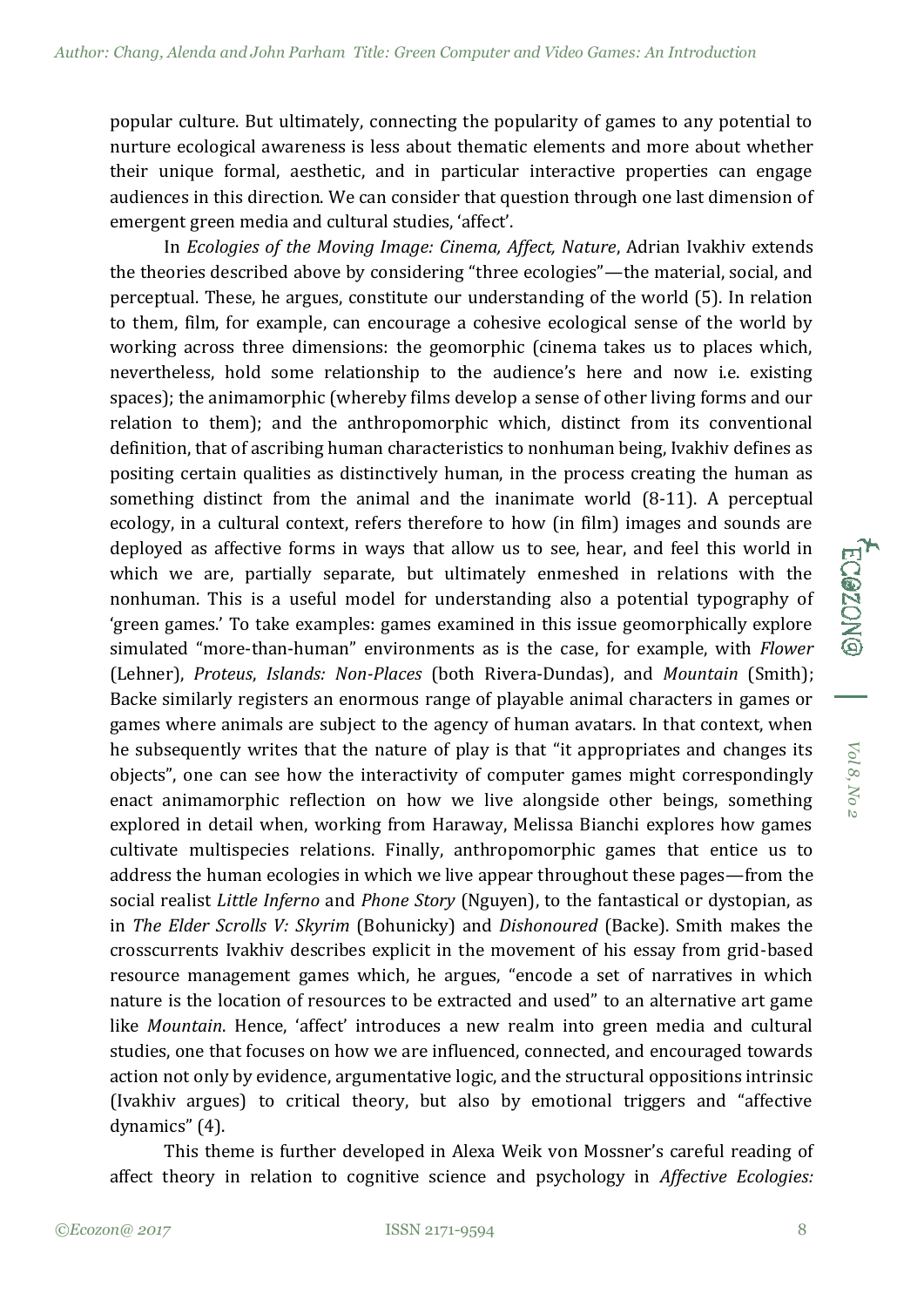popular culture. But ultimately, connecting the popularity of games to any potential to nurture ecological awareness is less about thematic elements and more about whether their unique formal, aesthetic, and in particular interactive properties can engage audiences in this direction. We can consider that question through one last dimension of emergent green media and cultural studies, 'affect'.

In *Ecologies of the Moving Image: Cinema, Affect, Nature*, Adrian Ivakhiv extends the theories described above by considering "three ecologies"—the material, social, and perceptual. These, he argues, constitute our understanding of the world (5). In relation to them, film, for example, can encourage a cohesive ecological sense of the world by working across three dimensions: the geomorphic (cinema takes us to places which, nevertheless, hold some relationship to the audience's here and now i.e. existing spaces); the animamorphic (whereby films develop a sense of other living forms and our relation to them); and the anthropomorphic which, distinct from its conventional definition, that of ascribing human characteristics to nonhuman being, Ivakhiv defines as positing certain qualities as distinctively human, in the process creating the human as something distinct from the animal and the inanimate world (8-11). A perceptual ecology, in a cultural context, refers therefore to how (in film) images and sounds are deployed as affective forms in ways that allow us to see, hear, and feel this world in which we are, partially separate, but ultimately enmeshed in relations with the nonhuman. This is a useful model for understanding also a potential typography of 'green games.' To take examples: games examined in this issue geomorphically explore simulated "more-than-human" environments as is the case, for example, with *Flower* (Lehner), *Proteus*, *Islands: Non-Places* (both Rivera-Dundas), and *Mountain* (Smith); Backe similarly registers an enormous range of playable animal characters in games or games where animals are subject to the agency of human avatars. In that context, when he subsequently writes that the nature of play is that "it appropriates and changes its objects", one can see how the interactivity of computer games might correspondingly enact animamorphic reflection on how we live alongside other beings, something explored in detail when, working from Haraway, Melissa Bianchi explores how games cultivate multispecies relations. Finally, anthropomorphic games that entice us to address the human ecologies in which we live appear throughout these pages—from the social realist *Little Inferno* and *Phone Story* (Nguyen), to the fantastical or dystopian, as in *The Elder Scrolls V: Skyrim* (Bohunicky) and *Dishonoured* (Backe). Smith makes the crosscurrents Ivakhiv describes explicit in the movement of his essay from grid-based resource management games which, he argues, "encode a set of narratives in which nature is the location of resources to be extracted and used" to an alternative art game like *Mountain*. Hence, 'affect' introduces a new realm into green media and cultural studies, one that focuses on how we are influenced, connected, and encouraged towards action not only by evidence, argumentative logic, and the structural oppositions intrinsic (Ivakhiv argues) to critical theory, but also by emotional triggers and "affective dynamics" (4).

This theme is further developed in Alexa Weik von Mossner's careful reading of affect theory in relation to cognitive science and psychology in *Affective Ecologies:*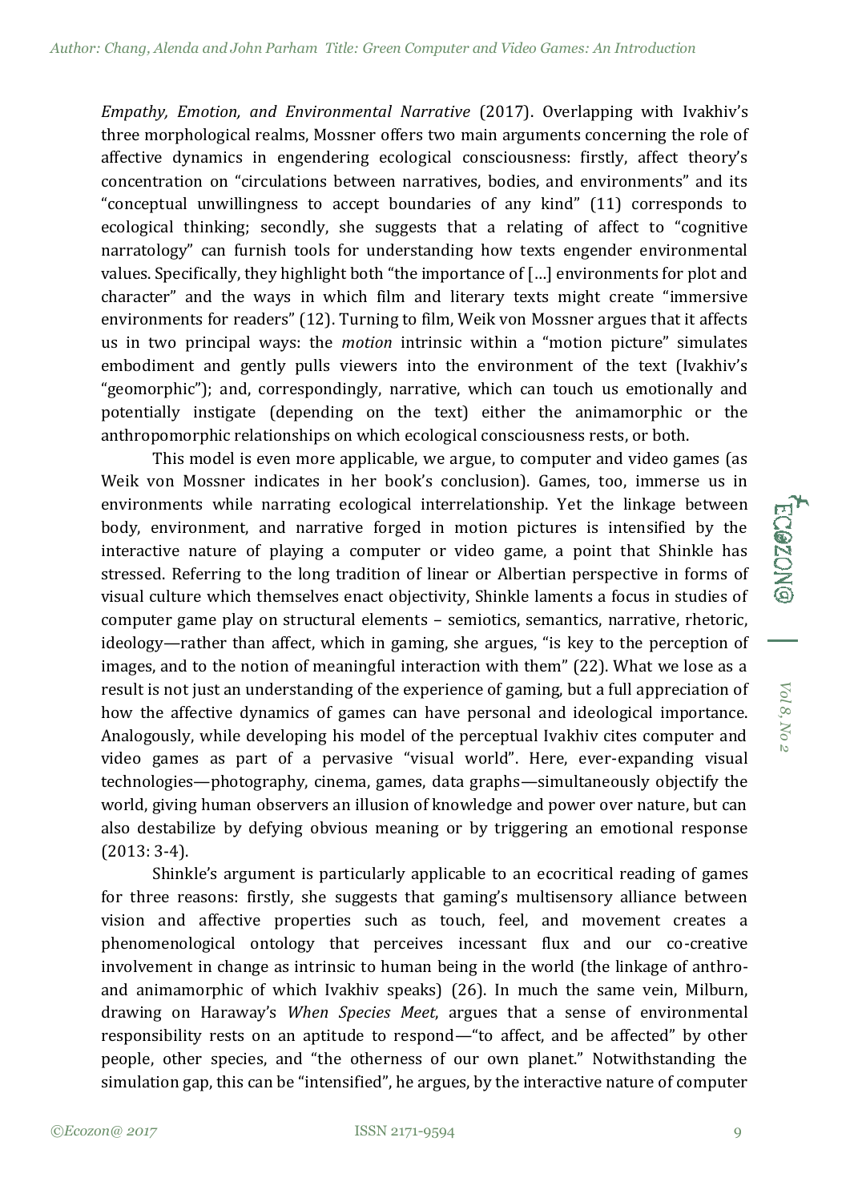*Empathy, Emotion, and Environmental Narrative* (2017). Overlapping with Ivakhiv's three morphological realms, Mossner offers two main arguments concerning the role of affective dynamics in engendering ecological consciousness: firstly, affect theory's concentration on "circulations between narratives, bodies, and environments" and its "conceptual unwillingness to accept boundaries of any kind" (11) corresponds to ecological thinking; secondly, she suggests that a relating of affect to "cognitive narratology" can furnish tools for understanding how texts engender environmental values. Specifically, they highlight both "the importance of […] environments for plot and character" and the ways in which film and literary texts might create "immersive environments for readers" (12). Turning to film, Weik von Mossner argues that it affects us in two principal ways: the *motion* intrinsic within a "motion picture" simulates embodiment and gently pulls viewers into the environment of the text (Ivakhiv's "geomorphic"); and, correspondingly, narrative, which can touch us emotionally and potentially instigate (depending on the text) either the animamorphic or the anthropomorphic relationships on which ecological consciousness rests, or both.

This model is even more applicable, we argue, to computer and video games (as Weik von Mossner indicates in her book's conclusion). Games, too, immerse us in environments while narrating ecological interrelationship. Yet the linkage between body, environment, and narrative forged in motion pictures is intensified by the interactive nature of playing a computer or video game, a point that Shinkle has stressed. Referring to the long tradition of linear or Albertian perspective in forms of visual culture which themselves enact objectivity, Shinkle laments a focus in studies of computer game play on structural elements – semiotics, semantics, narrative, rhetoric, ideology—rather than affect, which in gaming, she argues, "is key to the perception of images, and to the notion of meaningful interaction with them" (22). What we lose as a result is not just an understanding of the experience of gaming, but a full appreciation of how the affective dynamics of games can have personal and ideological importance. Analogously, while developing his model of the perceptual Ivakhiv cites computer and video games as part of a pervasive "visual world". Here, ever-expanding visual technologies—photography, cinema, games, data graphs—simultaneously objectify the world, giving human observers an illusion of knowledge and power over nature, but can also destabilize by defying obvious meaning or by triggering an emotional response (2013: 3-4).

Shinkle's argument is particularly applicable to an ecocritical reading of games for three reasons: firstly, she suggests that gaming's multisensory alliance between vision and affective properties such as touch, feel, and movement creates a phenomenological ontology that perceives incessant flux and our co-creative involvement in change as intrinsic to human being in the world (the linkage of anthro- and animamorphic of which Ivakhiv speaks) (26). In much the same vein, Milburn, drawing on Haraway's *When Species Meet*, argues that a sense of environmental responsibility rests on an aptitude to respond—"to affect, and be affected" by other people, other species, and "the otherness of our own planet." Notwithstanding the simulation gap, this can be "intensified", he argues, by the interactive nature of computer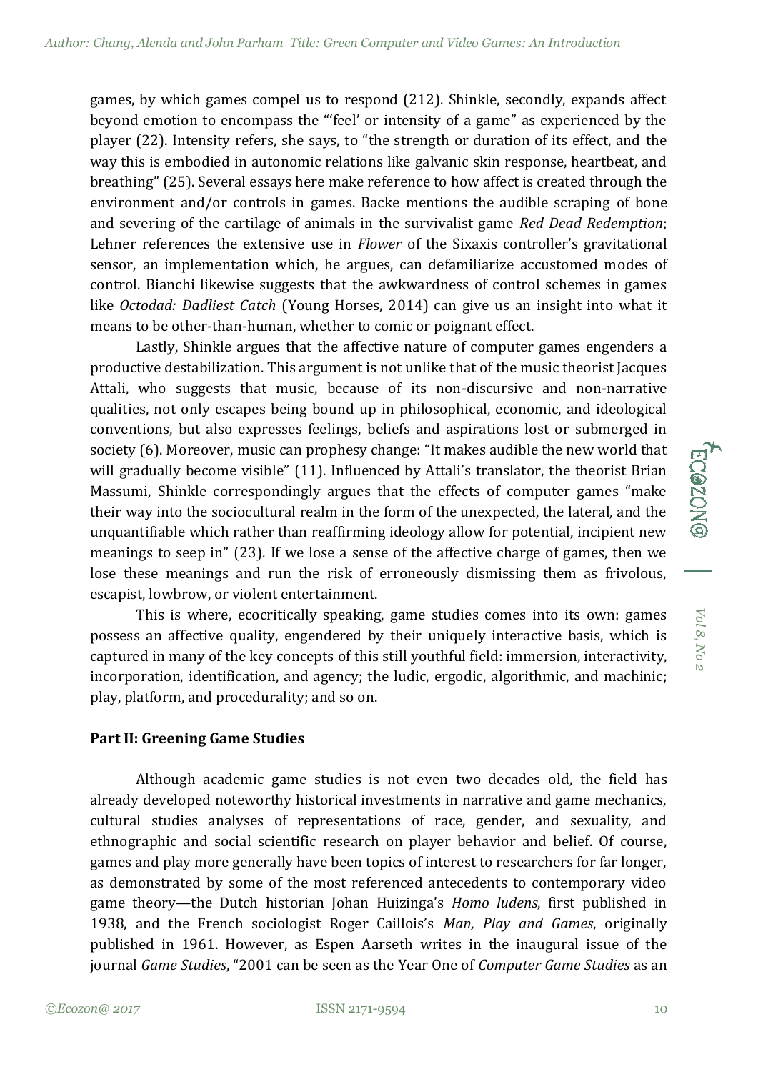games, by which games compel us to respond (212). Shinkle, secondly, expands affect beyond emotion to encompass the "'feel' or intensity of a game" as experienced by the player (22). Intensity refers, she says, to "the strength or duration of its effect, and the way this is embodied in autonomic relations like galvanic skin response, heartbeat, and breathing" (25). Several essays here make reference to how affect is created through the environment and/or controls in games. Backe mentions the audible scraping of bone and severing of the cartilage of animals in the survivalist game *Red Dead Redemption*; Lehner references the extensive use in *Flower* of the Sixaxis controller's gravitational sensor, an implementation which, he argues, can defamiliarize accustomed modes of control. Bianchi likewise suggests that the awkwardness of control schemes in games like *Octodad: Dadliest Catch* (Young Horses, 2014) can give us an insight into what it means to be other-than-human, whether to comic or poignant effect.

Lastly, Shinkle argues that the affective nature of computer games engenders a productive destabilization. This argument is not unlike that of the music theorist Jacques Attali, who suggests that music, because of its non-discursive and non-narrative qualities, not only escapes being bound up in philosophical, economic, and ideological conventions, but also expresses feelings, beliefs and aspirations lost or submerged in society (6). Moreover, music can prophesy change: "It makes audible the new world that will gradually become visible" (11). Influenced by Attali's translator, the theorist Brian Massumi, Shinkle correspondingly argues that the effects of computer games "make their way into the sociocultural realm in the form of the unexpected, the lateral, and the unquantifiable which rather than reaffirming ideology allow for potential, incipient new meanings to seep in" (23). If we lose a sense of the affective charge of games, then we lose these meanings and run the risk of erroneously dismissing them as frivolous, escapist, lowbrow, or violent entertainment.

This is where, ecocritically speaking, game studies comes into its own: games possess an affective quality, engendered by their uniquely interactive basis, which is captured in many of the key concepts of this still youthful field: immersion, interactivity, incorporation, identification, and agency; the ludic, ergodic, algorithmic, and machinic; play, platform, and procedurality; and so on.

## Part II: Greening Game Studies

Although academic game studies is not even two decades old, the field has already developed noteworthy historical investments in narrative and game mechanics, cultural studies analyses of representations of race, gender, and sexuality, and ethnographic and social scientific research on player behavior and belief. Of course, games and play more generally have been topics of interest to researchers for far longer, as demonstrated by some of the most referenced antecedents to contemporary video game theory—the Dutch historian Johan Huizinga's *Homo ludens*, first published in 1938, and the French sociologist Roger Caillois's *Man, Play and Games*, originally published in 1961. However, as Espen Aarseth writes in the inaugural issue of the journal *Game Studies*, "2001 can be seen as the Year One of *Computer Game Studies* as an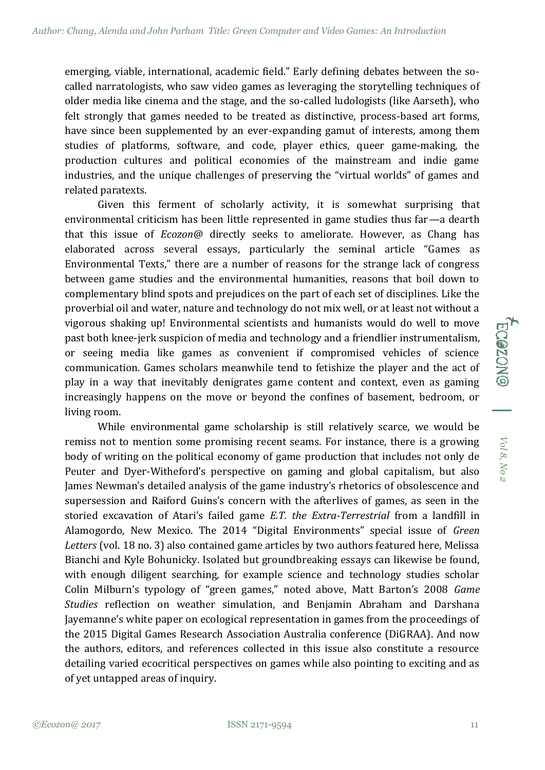emerging, viable, international, academic field." Early defining debates between the so-called narratologists, who saw video games as leveraging the storytelling techniques of older media like cinema and the stage, and the so-called ludologists (like Aarseth), who felt strongly that games needed to be treated as distinctive, process-based art forms, have since been supplemented by an ever-expanding gamut of interests, among them studies of platforms, software, and code, player ethics, queer game-making, the production cultures and political economies of the mainstream and indie game industries, and the unique challenges of preserving the "virtual worlds" of games and related paratexts.

Given this ferment of scholarly activity, it is somewhat surprising that environmental criticism has been little represented in game studies thus far—a dearth that this issue of *Ecozon@* directly seeks to ameliorate. However, as Chang has elaborated across several essays, particularly the seminal article "Games as Environmental Texts," there are a number of reasons for the strange lack of congress between game studies and the environmental humanities, reasons that boil down to complementary blind spots and prejudices on the part of each set of disciplines. Like the proverbial oil and water, nature and technology do not mix well, or at least not without a vigorous shaking up! Environmental scientists and humanists would do well to move past both knee-jerk suspicion of media and technology and a friendlier instrumentalism, or seeing media like games as convenient if compromised vehicles of science communication. Games scholars meanwhile tend to fetishize the player and the act of play in a way that inevitably denigrates game content and context, even as gaming increasingly happens on the move or beyond the confines of basement, bedroom, or living room.

While environmental game scholarship is still relatively scarce, we would be remiss not to mention some promising recent seams. For instance, there is a growing body of writing on the political economy of game production that includes not only de Peuter and Dyer-Witheford's perspective on gaming and global capitalism, but also James Newman's detailed analysis of the game industry's rhetorics of obsolescence and supersession and Raiford Guins's concern with the afterlives of games, as seen in the storied excavation of Atari's failed game *E.T. the Extra-Terrestrial* from a landfill in Alamogordo, New Mexico. The 2014 "Digital Environments" special issue of *Green Letters* (vol. 18 no. 3) also contained game articles by two authors featured here, Melissa Bianchi and Kyle Bohunicky. Isolated but groundbreaking essays can likewise be found, with enough diligent searching, for example science and technology studies scholar Colin Milburn's typology of "green games," noted above, Matt Barton's 2008 *Game Studies* reflection on weather simulation, and Benjamin Abraham and Darshana Jayemanne's white paper on ecological representation in games from the proceedings of the 2015 Digital Games Research Association Australia conference (DiGRAA). And now the authors, editors, and references collected in this issue also constitute a resource detailing varied ecocritical perspectives on games while also pointing to exciting and as of yet untapped areas of inquiry.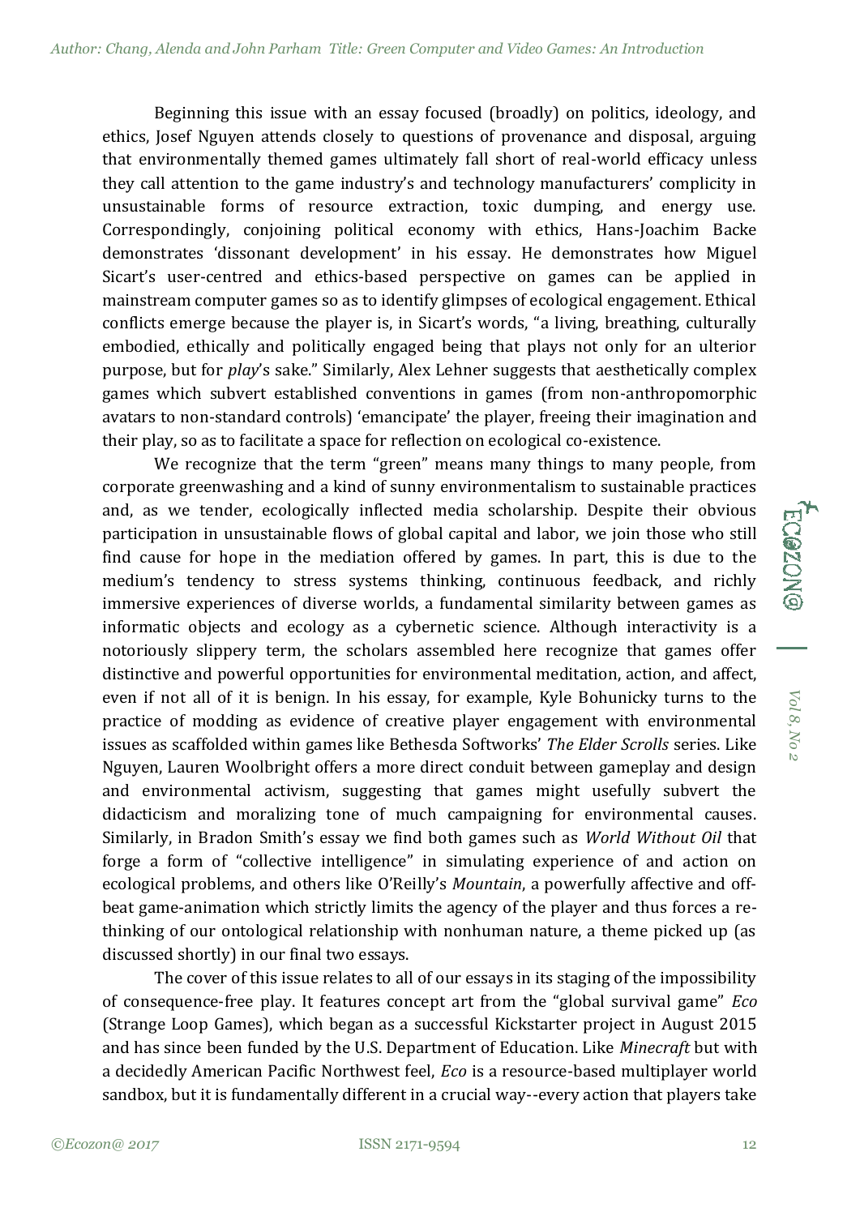Beginning this issue with an essay focused (broadly) on politics, ideology, and ethics, Josef Nguyen attends closely to questions of provenance and disposal, arguing that environmentally themed games ultimately fall short of real-world efficacy unless they call attention to the game industry's and technology manufacturers' complicity in unsustainable forms of resource extraction, toxic dumping, and energy use. Correspondingly, conjoining political economy with ethics, Hans-Joachim Backe demonstrates 'dissonant development' in his essay. He demonstrates how Miguel Sicart's user-centred and ethics-based perspective on games can be applied in mainstream computer games so as to identify glimpses of ecological engagement. Ethical conflicts emerge because the player is, in Sicart's words, "a living, breathing, culturally embodied, ethically and politically engaged being that plays not only for an ulterior purpose, but for *play*'s sake." Similarly, Alex Lehner suggests that aesthetically complex games which subvert established conventions in games (from non-anthropomorphic avatars to non-standard controls) 'emancipate' the player, freeing their imagination and their play, so as to facilitate a space for reflection on ecological co-existence.

We recognize that the term "green" means many things to many people, from corporate greenwashing and a kind of sunny environmentalism to sustainable practices and, as we tender, ecologically inflected media scholarship. Despite their obvious participation in unsustainable flows of global capital and labor, we join those who still find cause for hope in the mediation offered by games. In part, this is due to the medium's tendency to stress systems thinking, continuous feedback, and richly immersive experiences of diverse worlds, a fundamental similarity between games as informatic objects and ecology as a cybernetic science. Although interactivity is a notoriously slippery term, the scholars assembled here recognize that games offer distinctive and powerful opportunities for environmental meditation, action, and affect, even if not all of it is benign. In his essay, for example, Kyle Bohunicky turns to the practice of modding as evidence of creative player engagement with environmental issues as scaffolded within games like Bethesda Softworks' *The Elder Scrolls* series. Like Nguyen, Lauren Woolbright offers a more direct conduit between gameplay and design and environmental activism, suggesting that games might usefully subvert the didacticism and moralizing tone of much campaigning for environmental causes. Similarly, in Bradon Smith's essay we find both games such as *World Without Oil* that forge a form of "collective intelligence" in simulating experience of and action on ecological problems, and others like O'Reilly's *Mountain*, a powerfully affective and off-beat game-animation which strictly limits the agency of the player and thus forces a re-thinking of our ontological relationship with nonhuman nature, a theme picked up (as discussed shortly) in our final two essays.

The cover of this issue relates to all of our essays in its staging of the impossibility of consequence-free play. It features concept art from the "global survival game" *Eco* (Strange Loop Games), which began as a successful Kickstarter project in August 2015 and has since been funded by the U.S. Department of Education. Like *Minecraft* but with a decidedly American Pacific Northwest feel, *Eco* is a resource-based multiplayer world sandbox, but it is fundamentally different in a crucial way--every action that players take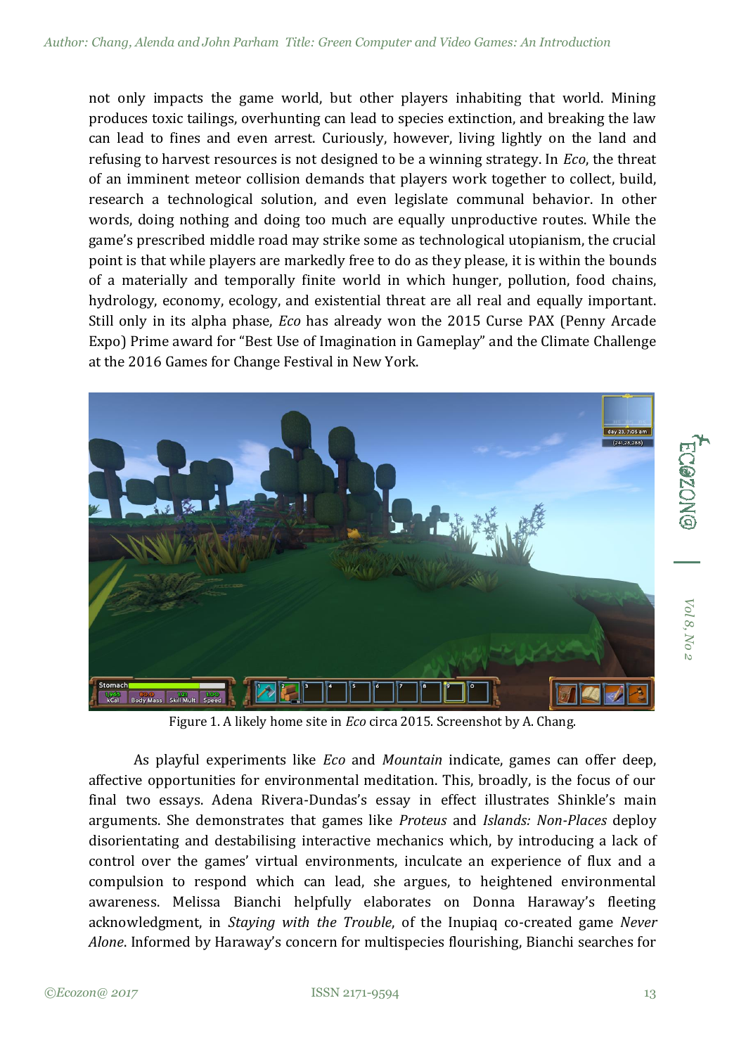not only impacts the game world, but other players inhabiting that world. Mining produces toxic tailings, overhunting can lead to species extinction, and breaking the law can lead to fines and even arrest. Curiously, however, living lightly on the land and refusing to harvest resources is not designed to be a winning strategy. In *Eco*, the threat of an imminent meteor collision demands that players work together to collect, build, research a technological solution, and even legislate communal behavior. In other words, doing nothing and doing too much are equally unproductive routes. While the game's prescribed middle road may strike some as technological utopianism, the crucial point is that while players are markedly free to do as they please, it is within the bounds of a materially and temporally finite world in which hunger, pollution, food chains, hydrology, economy, ecology, and existential threat are all real and equally important. Still only in its alpha phase, *Eco* has already won the 2015 Curse PAX (Penny Arcade Expo) Prime award for "Best Use of Imagination in Gameplay" and the Climate Challenge at the 2016 Games for Change Festival in New York.

Figure 1. A likely home site in *Eco* circa 2015. Screenshot by A. Chang.

As playful experiments like *Eco* and *Mountain* indicate, games can offer deep, affective opportunities for environmental meditation. This, broadly, is the focus of our final two essays. Adena Rivera-Dundas's essay in effect illustrates Shinkle's main arguments. She demonstrates that games like *Proteus* and *Islands: Non-Places* deploy disorientating and destabilising interactive mechanics which, by introducing a lack of control over the games' virtual environments, inculcate an experience of flux and a compulsion to respond which can lead, she argues, to heightened environmental awareness. Melissa Bianchi helpfully elaborates on Donna Haraway's fleeting acknowledgment, in *Staying with the Trouble*, of the Inupiaq co-created game *Never Alone*. Informed by Haraway's concern for multispecies flourishing, Bianchi searches for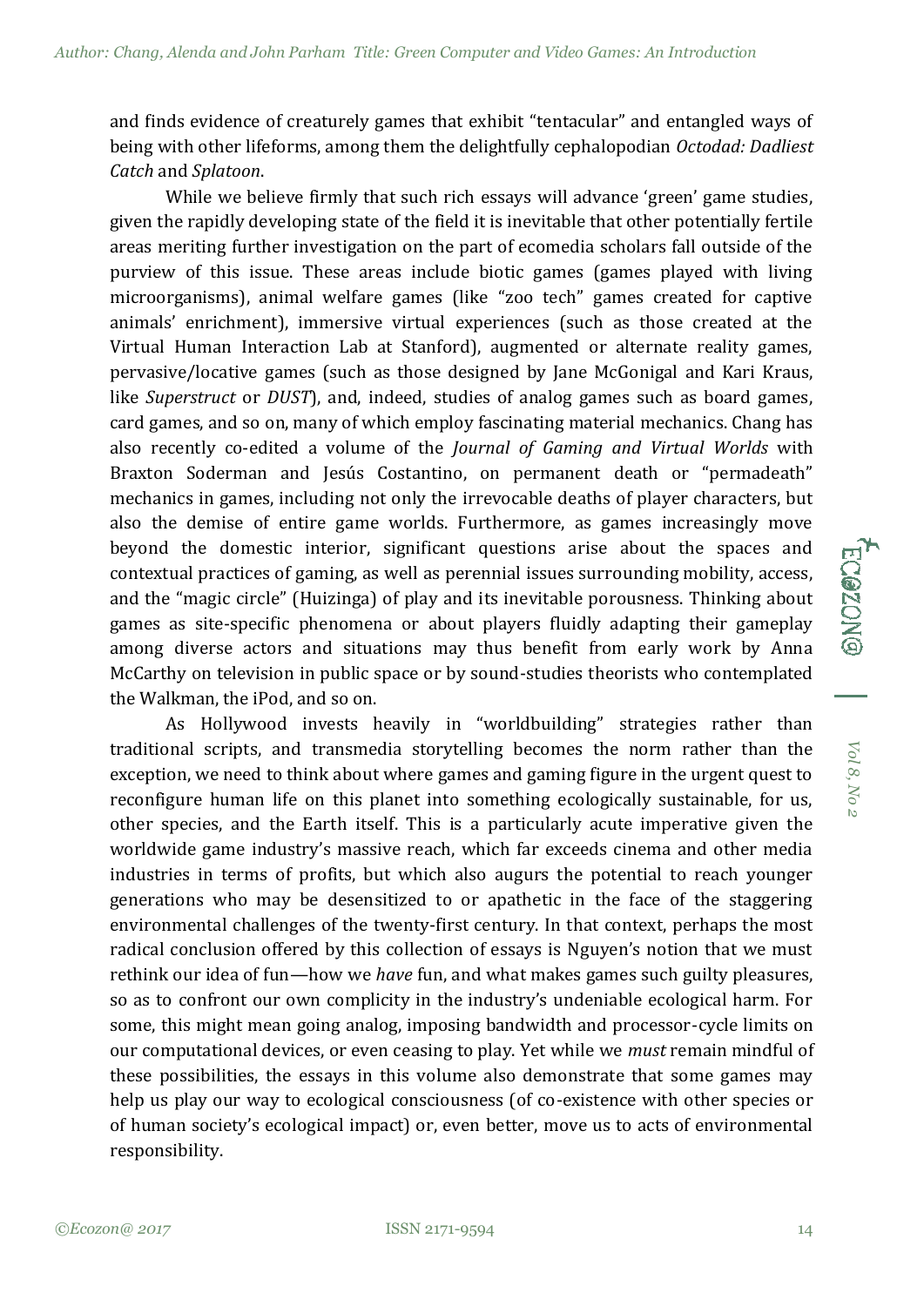and finds evidence of creaturely games that exhibit "tentacular" and entangled ways of being with other lifeforms, among them the delightfully cephalopodian *Octodad: Dadliest Catch* and *Splatoon*.

While we believe firmly that such rich essays will advance 'green' game studies, given the rapidly developing state of the field it is inevitable that other potentially fertile areas meriting further investigation on the part of ecomedia scholars fall outside of the purview of this issue. These areas include biotic games (games played with living microorganisms), animal welfare games (like "zoo tech" games created for captive animals' enrichment), immersive virtual experiences (such as those created at the Virtual Human Interaction Lab at Stanford), augmented or alternate reality games, pervasive/locative games (such as those designed by Jane McGonigal and Kari Kraus, like *Superstruct* or *DUST*), and, indeed, studies of analog games such as board games, card games, and so on, many of which employ fascinating material mechanics. Chang has also recently co-edited a volume of the *Journal of Gaming and Virtual Worlds* with Braxton Soderman and Jesús Costantino, on permanent death or "permadeath" mechanics in games, including not only the irrevocable deaths of player characters, but also the demise of entire game worlds. Furthermore, as games increasingly move beyond the domestic interior, significant questions arise about the spaces and contextual practices of gaming, as well as perennial issues surrounding mobility, access, and the "magic circle" (Huizinga) of play and its inevitable porousness. Thinking about games as site-specific phenomena or about players fluidly adapting their gameplay among diverse actors and situations may thus benefit from early work by Anna McCarthy on television in public space or by sound-studies theorists who contemplated the Walkman, the iPod, and so on.

As Hollywood invests heavily in "worldbuilding" strategies rather than traditional scripts, and transmedia storytelling becomes the norm rather than the exception, we need to think about where games and gaming figure in the urgent quest to reconfigure human life on this planet into something ecologically sustainable, for us, other species, and the Earth itself. This is a particularly acute imperative given the worldwide game industry's massive reach, which far exceeds cinema and other media industries in terms of profits, but which also augurs the potential to reach younger generations who may be desensitized to or apathetic in the face of the staggering environmental challenges of the twenty-first century. In that context, perhaps the most radical conclusion offered by this collection of essays is Nguyen's notion that we must rethink our idea of fun—how we *have* fun, and what makes games such guilty pleasures, so as to confront our own complicity in the industry's undeniable ecological harm. For some, this might mean going analog, imposing bandwidth and processor-cycle limits on our computational devices, or even ceasing to play. Yet while we *must* remain mindful of these possibilities, the essays in this volume also demonstrate that some games may help us play our way to ecological consciousness (of co-existence with other species or of human society's ecological impact) or, even better, move us to acts of environmental responsibility.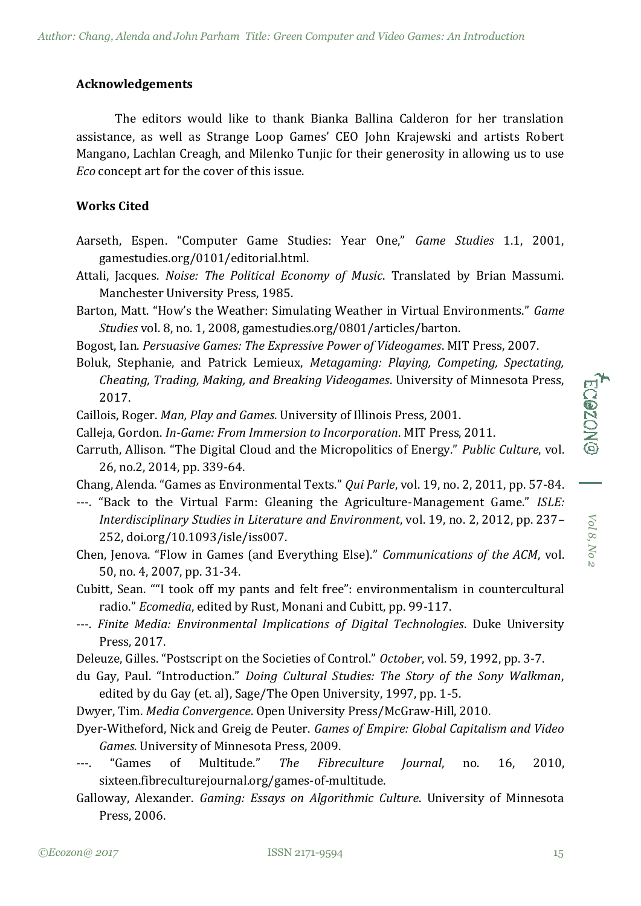## Acknowledgements

The editors would like to thank Bianka Ballina Calderon for her translation assistance, as well as Strange Loop Games' CEO John Krajewski and artists Robert Mangano, Lachlan Creagh, and Milenko Tunjic for their generosity in allowing us to use *Eco* concept art for the cover of this issue.

## Works Cited

Aarseth, Espen. "Computer Game Studies: Year One," *Game Studies* 1.1, 2001, gamestudies.org/0101/editorial.html.

Attali, Jacques. *Noise: The Political Economy of Music*. Translated by Brian Massumi. Manchester University Press, 1985.

Barton, Matt. "How's the Weather: Simulating Weather in Virtual Environments." *Game Studies* vol. 8, no. 1, 2008, gamestudies.org/0801/articles/barton.

Bogost, Ian. *Persuasive Games: The Expressive Power of Videogames*. MIT Press, 2007.

Boluk, Stephanie, and Patrick Lemieux, *Metagaming: Playing, Competing, Spectating, Cheating, Trading, Making, and Breaking Videogames*. University of Minnesota Press, 2017.

Caillois, Roger. *Man, Play and Games*. University of Illinois Press, 2001.

Calleja, Gordon. *In-Game: From Immersion to Incorporation*. MIT Press, 2011.

Carruth, Allison. "The Digital Cloud and the Micropolitics of Energy." *Public Culture*, vol. 26, no.2, 2014, pp. 339-64.

Chang, Alenda. "Games as Environmental Texts." *Qui Parle*, vol. 19, no. 2, 2011, pp. 57-84.

---. "Back to the Virtual Farm: Gleaning the Agriculture-Management Game." *ISLE: Interdisciplinary Studies in Literature and Environment*, vol. 19, no. 2, 2012, pp. 237–252, doi.org/10.1093/isle/iss007.

Chen, Jenova. "Flow in Games (and Everything Else)." *Communications of the ACM*, vol. 50, no. 4, 2007, pp. 31-34.

Cubitt, Sean. ""I took off my pants and felt free": environmentalism in countercultural radio." *Ecomedia*, edited by Rust, Monani and Cubitt, pp. 99-117.

---. *Finite Media: Environmental Implications of Digital Technologies*. Duke University Press, 2017.

Deleuze, Gilles. "Postscript on the Societies of Control." *October*, vol. 59, 1992, pp. 3-7.

du Gay, Paul. "Introduction." *Doing Cultural Studies: The Story of the Sony Walkman*, edited by du Gay (et. al), Sage/The Open University, 1997, pp. 1-5.

Dwyer, Tim. *Media Convergence*. Open University Press/McGraw-Hill, 2010.

Dyer-Witheford, Nick and Greig de Peuter. *Games of Empire: Global Capitalism and Video Games*. University of Minnesota Press, 2009.

---. "Games of Multitude." *The Fibreculture Journal*, no. 16, 2010, sixteen.fibreculturejournal.org/games-of-multitude.

Galloway, Alexander. *Gaming: Essays on Algorithmic Culture*. University of Minnesota Press, 2006.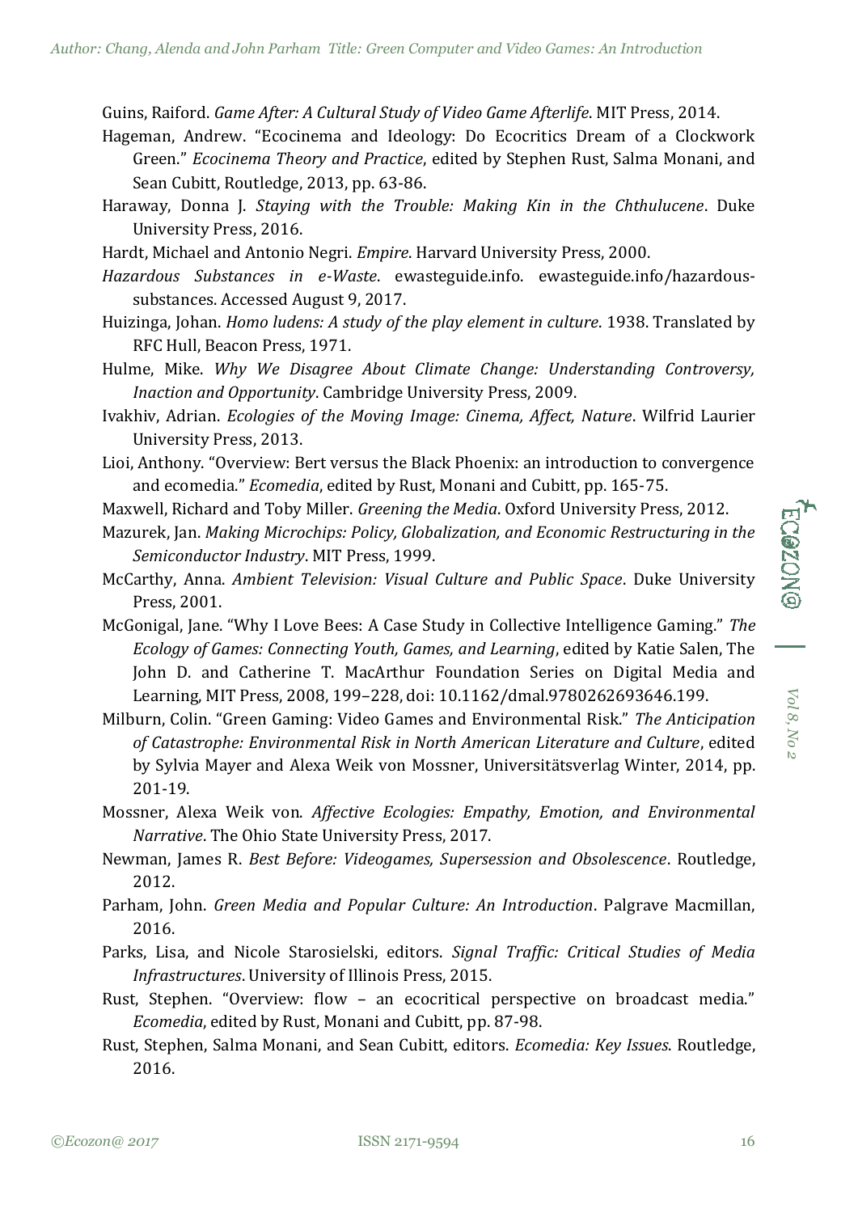Guins, Raiford. *Game After: A Cultural Study of Video Game Afterlife*. MIT Press, 2014.

Hageman, Andrew. "Ecocinema and Ideology: Do Ecocritics Dream of a Clockwork Green." *Ecocinema Theory and Practice*, edited by Stephen Rust, Salma Monani, and Sean Cubitt, Routledge, 2013, pp. 63-86.

Haraway, Donna J. *Staying with the Trouble: Making Kin in the Chthulucene*. Duke University Press, 2016.

Hardt, Michael and Antonio Negri. *Empire*. Harvard University Press, 2000.

*Hazardous Substances in e-Waste*. ewasteguide.info. ewasteguide.info/hazardous-substances. Accessed August 9, 2017.

Huizinga, Johan. *Homo ludens: A study of the play element in culture*. 1938. Translated by RFC Hull, Beacon Press, 1971.

Hulme, Mike. *Why We Disagree About Climate Change: Understanding Controversy, Inaction and Opportunity*. Cambridge University Press, 2009.

Ivakhiv, Adrian. *Ecologies of the Moving Image: Cinema, Affect, Nature*. Wilfrid Laurier University Press, 2013.

Lioi, Anthony. "Overview: Bert versus the Black Phoenix: an introduction to convergence and ecomedia." *Ecomedia*, edited by Rust, Monani and Cubitt, pp. 165-75.

Maxwell, Richard and Toby Miller. *Greening the Media*. Oxford University Press, 2012.

Mazurek, Jan. *Making Microchips: Policy, Globalization, and Economic Restructuring in the Semiconductor Industry*. MIT Press, 1999.

McCarthy, Anna. *Ambient Television: Visual Culture and Public Space*. Duke University Press, 2001.

McGonigal, Jane. "Why I Love Bees: A Case Study in Collective Intelligence Gaming." *The Ecology of Games: Connecting Youth, Games, and Learning*, edited by Katie Salen, The John D. and Catherine T. MacArthur Foundation Series on Digital Media and Learning, MIT Press, 2008, 199–228, doi: 10.1162/dmal.9780262693646.199.

Milburn, Colin. "Green Gaming: Video Games and Environmental Risk." *The Anticipation of Catastrophe: Environmental Risk in North American Literature and Culture*, edited by Sylvia Mayer and Alexa Weik von Mossner, Universitätsverlag Winter, 2014, pp. 201-19.

Mossner, Alexa Weik von. *Affective Ecologies: Empathy, Emotion, and Environmental Narrative*. The Ohio State University Press, 2017.

Newman, James R. *Best Before: Videogames, Supersession and Obsolescence*. Routledge, 2012.

Parham, John. *Green Media and Popular Culture: An Introduction*. Palgrave Macmillan, 2016.

Parks, Lisa, and Nicole Starosielski, editors. *Signal Traffic: Critical Studies of Media Infrastructures*. University of Illinois Press, 2015.

Rust, Stephen. "Overview: flow – an ecocritical perspective on broadcast media." *Ecomedia*, edited by Rust, Monani and Cubitt, pp. 87-98.

Rust, Stephen, Salma Monani, and Sean Cubitt, editors. *Ecomedia: Key Issues*. Routledge, 2016.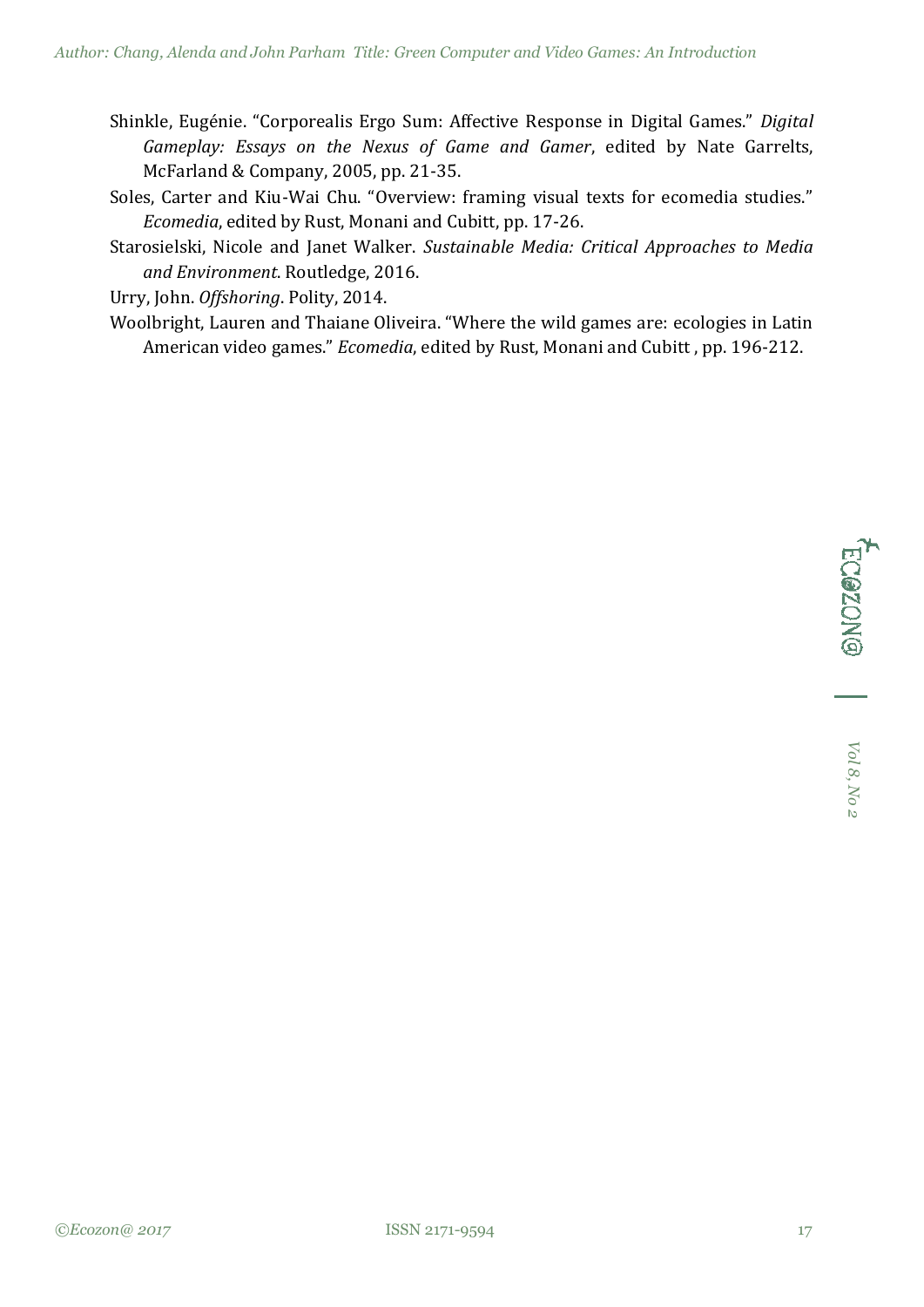Shinkle, Eugénie. "Corporealis Ergo Sum: Affective Response in Digital Games." *Digital Gameplay: Essays on the Nexus of Game and Gamer*, edited by Nate Garrelts, McFarland & Company, 2005, pp. 21-35.

Soles, Carter and Kiu-Wai Chu. "Overview: framing visual texts for ecomedia studies." *Ecomedia*, edited by Rust, Monani and Cubitt, pp. 17-26.

Starosielski, Nicole and Janet Walker. *Sustainable Media: Critical Approaches to Media and Environment*. Routledge, 2016.

Urry, John. *Offshoring*. Polity, 2014.

Woolbright, Lauren and Thaiane Oliveira. "Where the wild games are: ecologies in Latin American video games." *Ecomedia*, edited by Rust, Monani and Cubitt , pp. 196-212.